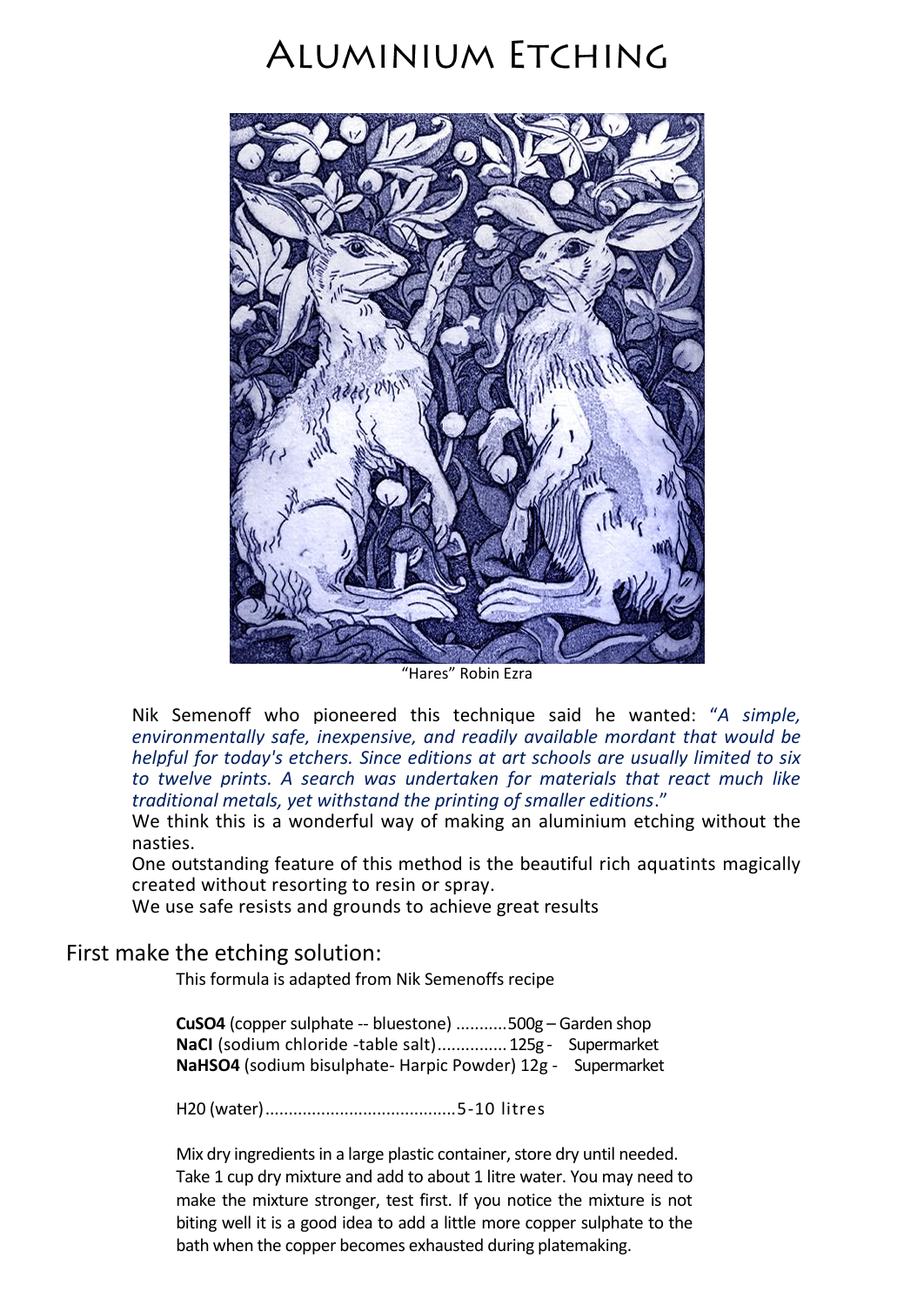# Aluminium Etching

"Hares" Robin Ezra

Nik Semenoff who pioneered this technique said he wanted: "*A simple, environmentally safe, inexpensive, and readily available mordant that would be helpful for today's etchers. Since editions at art schools are usually limited to six to twelve prints. A search was undertaken for materials that react much like traditional metals, yet withstand the printing of smaller editions*."

We think this is a wonderful way of making an aluminium etching without the nasties.

One outstanding feature of this method is the beautiful rich aquatints magically created without resorting to resin or spray.

We use safe resists and grounds to achieve great results

## First make the etching solution:

This formula is adapted from Nik Semenoffs recipe

**$CuSO_4$** (copper sulphate -- bluestone) ...........500g – Garden shop
**NaCl** (sodium chloride -table salt)..............125g - Supermarket
**$NaHSO_4$** (sodium bisulphate- Harpic Powder) 12g - Supermarket

$H_2O$ (water).........................................5-10 litres

Mix dry ingredients in a large plastic container, store dry until needed. Take 1 cup dry mixture and add to about 1 litre water. You may need to make the mixture stronger, test first. If you notice the mixture is not biting well it is a good idea to add a little more copper sulphate to the bath when the copper becomes exhausted during platemaking.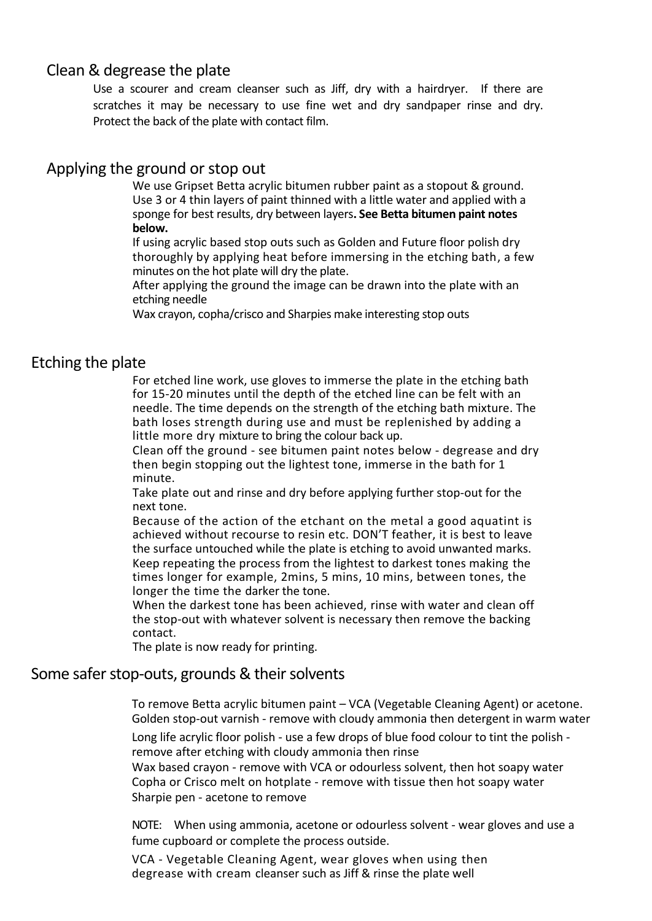## Clean & degrease the plate

Use a scourer and cream cleanser such as Jiff, dry with a hairdryer. If there are scratches it may be necessary to use fine wet and dry sandpaper rinse and dry. Protect the back of the plate with contact film.

## Applying the ground or stop out

We use Gripset Betta acrylic bitumen rubber paint as a stopout & ground. Use 3 or 4 thin layers of paint thinned with a little water and applied with a sponge for best results, dry between layers**. See Betta bitumen paint notes below.**

If using acrylic based stop outs such as Golden and Future floor polish dry thoroughly by applying heat before immersing in the etching bath, a few minutes on the hot plate will dry the plate.

After applying the ground the image can be drawn into the plate with an etching needle

Wax crayon, copha/crisco and Sharpies make interesting stop outs

## Etching the plate

For etched line work, use gloves to immerse the plate in the etching bath for 15-20 minutes until the depth of the etched line can be felt with an needle. The time depends on the strength of the etching bath mixture. The bath loses strength during use and must be replenished by adding a little more dry mixture to bring the colour back up.

Clean off the ground - see bitumen paint notes below - degrease and dry then begin stopping out the lightest tone, immerse in the bath for 1 minute.

Take plate out and rinse and dry before applying further stop-out for the next tone.

Because of the action of the etchant on the metal a good aquatint is achieved without recourse to resin etc. DON'T feather, it is best to leave the surface untouched while the plate is etching to avoid unwanted marks.

Keep repeating the process from the lightest to darkest tones making the times longer for example, 2mins, 5 mins, 10 mins, between tones, the longer the time the darker the tone.

When the darkest tone has been achieved, rinse with water and clean off the stop-out with whatever solvent is necessary then remove the backing contact.

The plate is now ready for printing.

## Some safer stop-outs, grounds & their solvents

To remove Betta acrylic bitumen paint – VCA (Vegetable Cleaning Agent) or acetone.
Golden stop-out varnish - remove with cloudy ammonia then detergent in warm water
Long life acrylic floor polish - use a few drops of blue food colour to tint the polish - remove after etching with cloudy ammonia then rinse
Wax based crayon - remove with VCA or odourless solvent, then hot soapy water
Copha or Crisco melt on hotplate - remove with tissue then hot soapy water
Sharpie pen - acetone to remove

NOTE: When using ammonia, acetone or odourless solvent - wear gloves and use a fume cupboard or complete the process outside.

VCA - Vegetable Cleaning Agent, wear gloves when using then degrease with cream cleanser such as Jiff & rinse the plate well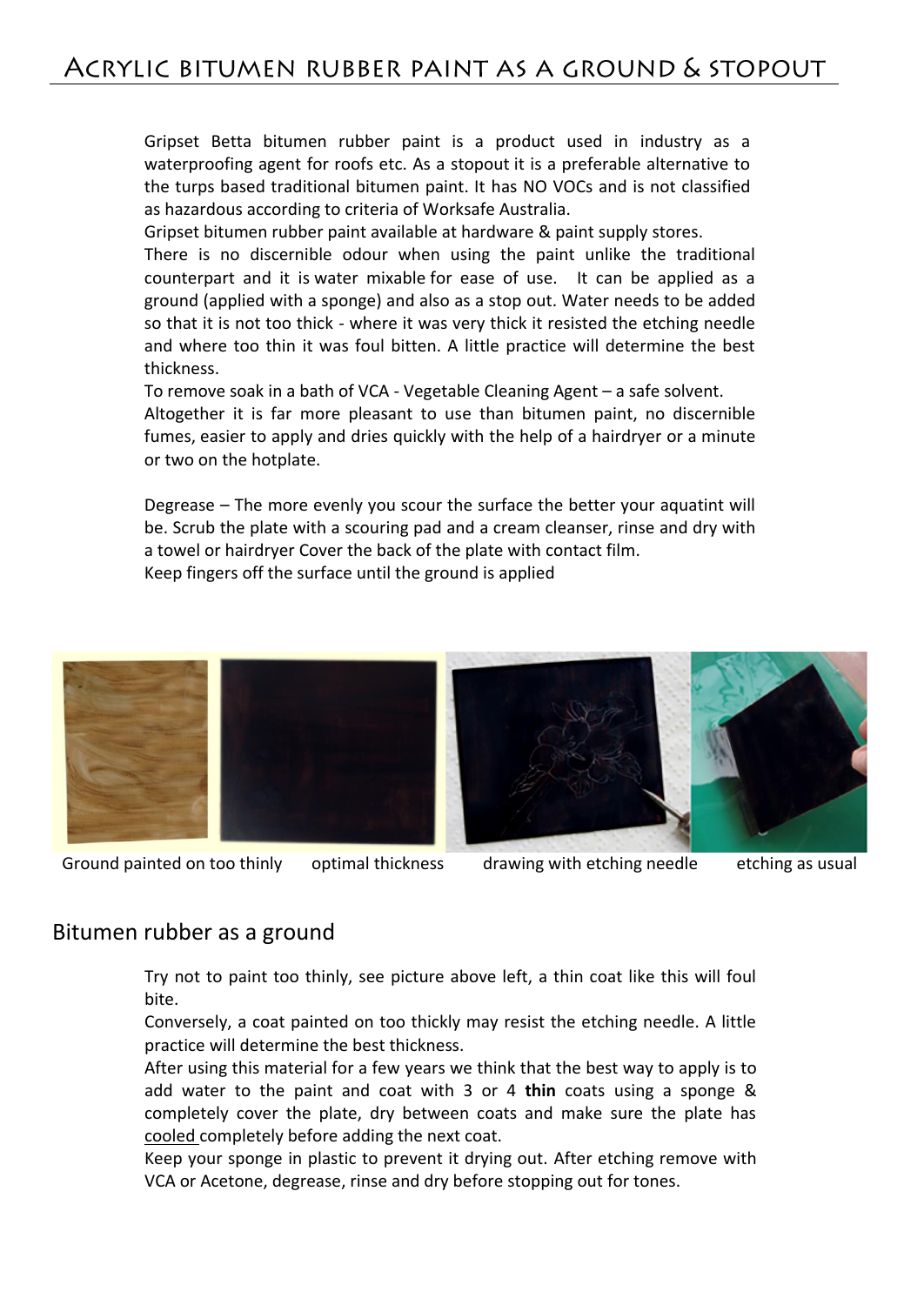# Acrylic bitumen rubber paint as a ground & stopout

Gripset Betta bitumen rubber paint is a product used in industry as a waterproofing agent for roofs etc. As a stopout it is a preferable alternative to the turps based traditional bitumen paint. It has NO VOCs and is not classified as hazardous according to criteria of Worksafe Australia.
Gripset bitumen rubber paint available at hardware & paint supply stores.
There is no discernible odour when using the paint unlike the traditional counterpart and it is water mixable for ease of use. It can be applied as a ground (applied with a sponge) and also as a stop out. Water needs to be added so that it is not too thick - where it was very thick it resisted the etching needle and where too thin it was foul bitten. A little practice will determine the best thickness.
To remove soak in a bath of VCA - Vegetable Cleaning Agent – a safe solvent.
Altogether it is far more pleasant to use than bitumen paint, no discernible fumes, easier to apply and dries quickly with the help of a hairdryer or a minute or two on the hotplate.

Degrease – The more evenly you scour the surface the better your aquatint will be. Scrub the plate with a scouring pad and a cream cleanser, rinse and dry with a towel or hairdryer Cover the back of the plate with contact film.
Keep fingers off the surface until the ground is applied

Ground painted on too thinly     optimal thickness     drawing with etching needle     etching as usual

## Bitumen rubber as a ground

Try not to paint too thinly, see picture above left, a thin coat like this will foul bite.
Conversely, a coat painted on too thickly may resist the etching needle. A little practice will determine the best thickness.
After using this material for a few years we think that the best way to apply is to add water to the paint and coat with 3 or 4 **thin** coats using a sponge & completely cover the plate, dry between coats and make sure the plate has cooled completely before adding the next coat.
Keep your sponge in plastic to prevent it drying out. After etching remove with VCA or Acetone, degrease, rinse and dry before stopping out for tones.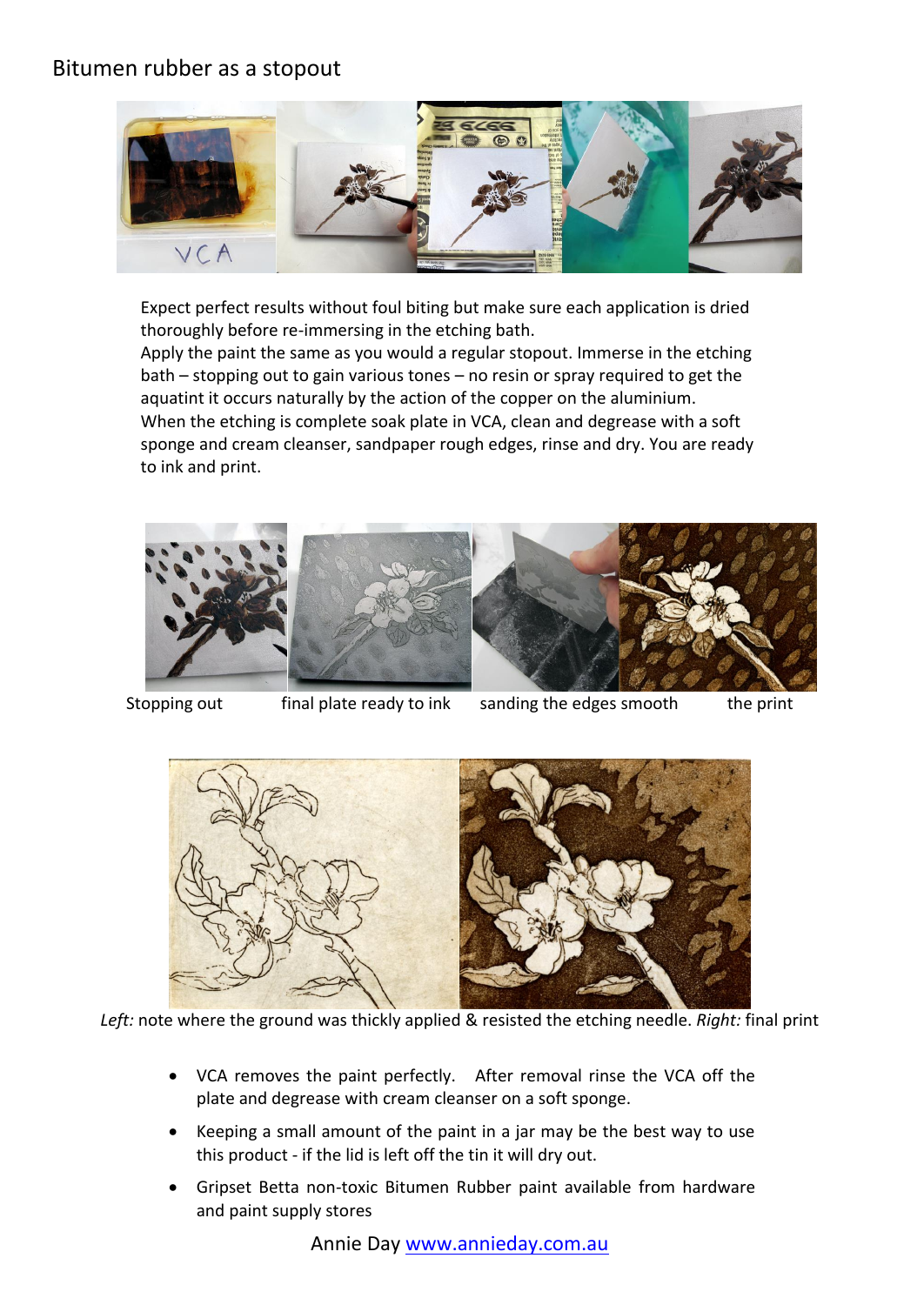## Bitumen rubber as a stopout

Expect perfect results without foul biting but make sure each application is dried thoroughly before re-immersing in the etching bath.
Apply the paint the same as you would a regular stopout. Immerse in the etching bath – stopping out to gain various tones – no resin or spray required to get the aquatint it occurs naturally by the action of the copper on the aluminium.
When the etching is complete soak plate in VCA, clean and degrease with a soft sponge and cream cleanser, sandpaper rough edges, rinse and dry. You are ready to ink and print.

Stopping out — final plate ready to ink — sanding the edges smooth — the print

*Left:* note where the ground was thickly applied & resisted the etching needle. *Right:* final print

- VCA removes the paint perfectly. After removal rinse the VCA off the plate and degrease with cream cleanser on a soft sponge.
- Keeping a small amount of the paint in a jar may be the best way to use this product - if the lid is left off the tin it will dry out.
- Gripset Betta non-toxic Bitumen Rubber paint available from hardware and paint supply stores

Annie Day www.annieday.com.au